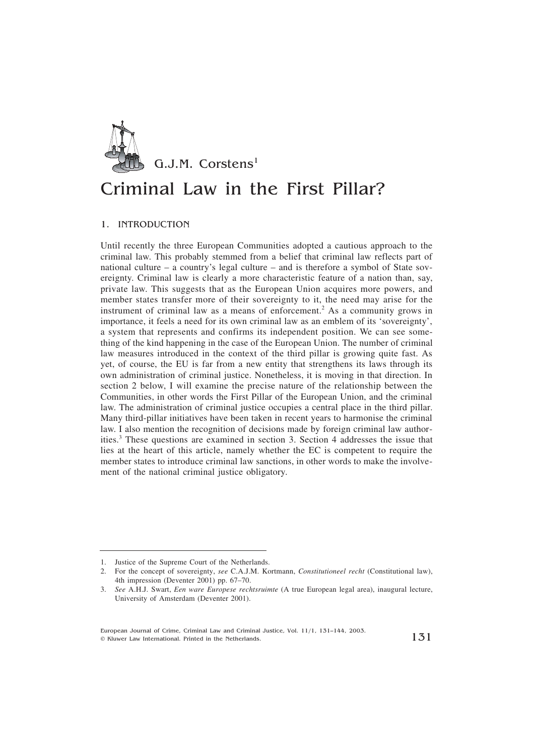G.J.M. Corstens[1]

# Criminal Law in the First Pillar?

## 1. INTRODUCTION

Until recently the three European Communities adopted a cautious approach to the criminal law. This probably stemmed from a belief that criminal law reflects part of national culture – a country's legal culture – and is therefore a symbol of State sovereignty. Criminal law is clearly a more characteristic feature of a nation than, say, private law. This suggests that as the European Union acquires more powers, and member states transfer more of their sovereignty to it, the need may arise for the instrument of criminal law as a means of enforcement.[2] As a community grows in importance, it feels a need for its own criminal law as an emblem of its 'sovereignty', a system that represents and confirms its independent position. We can see something of the kind happening in the case of the European Union. The number of criminal law measures introduced in the context of the third pillar is growing quite fast. As yet, of course, the EU is far from a new entity that strengthens its laws through its own administration of criminal justice. Nonetheless, it is moving in that direction. In section 2 below, I will examine the precise nature of the relationship between the Communities, in other words the First Pillar of the European Union, and the criminal law. The administration of criminal justice occupies a central place in the third pillar. Many third-pillar initiatives have been taken in recent years to harmonise the criminal law. I also mention the recognition of decisions made by foreign criminal law authorities.[3] These questions are examined in section 3. Section 4 addresses the issue that lies at the heart of this article, namely whether the EC is competent to require the member states to introduce criminal law sanctions, in other words to make the involvement of the national criminal justice obligatory.

---

1. Justice of the Supreme Court of the Netherlands.
2. For the concept of sovereignty, *see* C.A.J.M. Kortmann, *Constitutioneel recht* (Constitutional law), 4th impression (Deventer 2001) pp. 67–70.
3. *See* A.H.J. Swart, *Een ware Europese rechtsruimte* (A true European legal area), inaugural lecture, University of Amsterdam (Deventer 2001).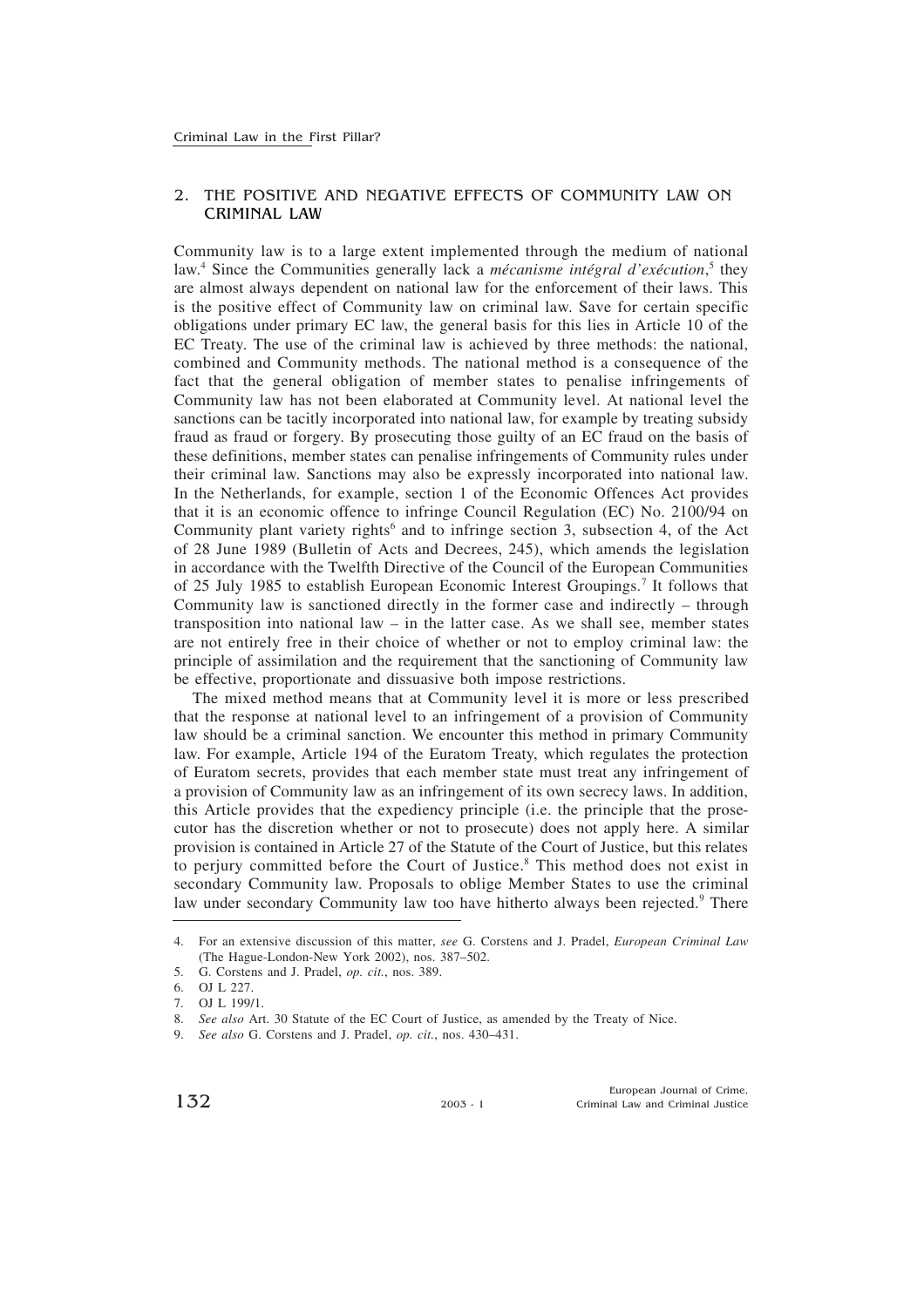## 2. THE POSITIVE AND NEGATIVE EFFECTS OF COMMUNITY LAW ON CRIMINAL LAW

Community law is to a large extent implemented through the medium of national law.[4] Since the Communities generally lack a *mécanisme intégral d'exécution*,[5] they are almost always dependent on national law for the enforcement of their laws. This is the positive effect of Community law on criminal law. Save for certain specific obligations under primary EC law, the general basis for this lies in Article 10 of the EC Treaty. The use of the criminal law is achieved by three methods: the national, combined and Community methods. The national method is a consequence of the fact that the general obligation of member states to penalise infringements of Community law has not been elaborated at Community level. At national level the sanctions can be tacitly incorporated into national law, for example by treating subsidy fraud as fraud or forgery. By prosecuting those guilty of an EC fraud on the basis of these definitions, member states can penalise infringements of Community rules under their criminal law. Sanctions may also be expressly incorporated into national law. In the Netherlands, for example, section 1 of the Economic Offences Act provides that it is an economic offence to infringe Council Regulation (EC) No. 2100/94 on Community plant variety rights[6] and to infringe section 3, subsection 4, of the Act of 28 June 1989 (Bulletin of Acts and Decrees, 245), which amends the legislation in accordance with the Twelfth Directive of the Council of the European Communities of 25 July 1985 to establish European Economic Interest Groupings.[7] It follows that Community law is sanctioned directly in the former case and indirectly – through transposition into national law – in the latter case. As we shall see, member states are not entirely free in their choice of whether or not to employ criminal law: the principle of assimilation and the requirement that the sanctioning of Community law be effective, proportionate and dissuasive both impose restrictions.

The mixed method means that at Community level it is more or less prescribed that the response at national level to an infringement of a provision of Community law should be a criminal sanction. We encounter this method in primary Community law. For example, Article 194 of the Euratom Treaty, which regulates the protection of Euratom secrets, provides that each member state must treat any infringement of a provision of Community law as an infringement of its own secrecy laws. In addition, this Article provides that the expediency principle (i.e. the principle that the prosecutor has the discretion whether or not to prosecute) does not apply here. A similar provision is contained in Article 27 of the Statute of the Court of Justice, but this relates to perjury committed before the Court of Justice.[8] This method does not exist in secondary Community law. Proposals to oblige Member States to use the criminal law under secondary Community law too have hitherto always been rejected.[9] There

---

4. For an extensive discussion of this matter, *see* G. Corstens and J. Pradel, *European Criminal Law* (The Hague-London-New York 2002), nos. 387–502.
5. G. Corstens and J. Pradel, *op. cit.*, nos. 389.
6. OJ L 227.
7. OJ L 199/1.
8. *See also* Art. 30 Statute of the EC Court of Justice, as amended by the Treaty of Nice.
9. *See also* G. Corstens and J. Pradel, *op. cit.*, nos. 430–431.